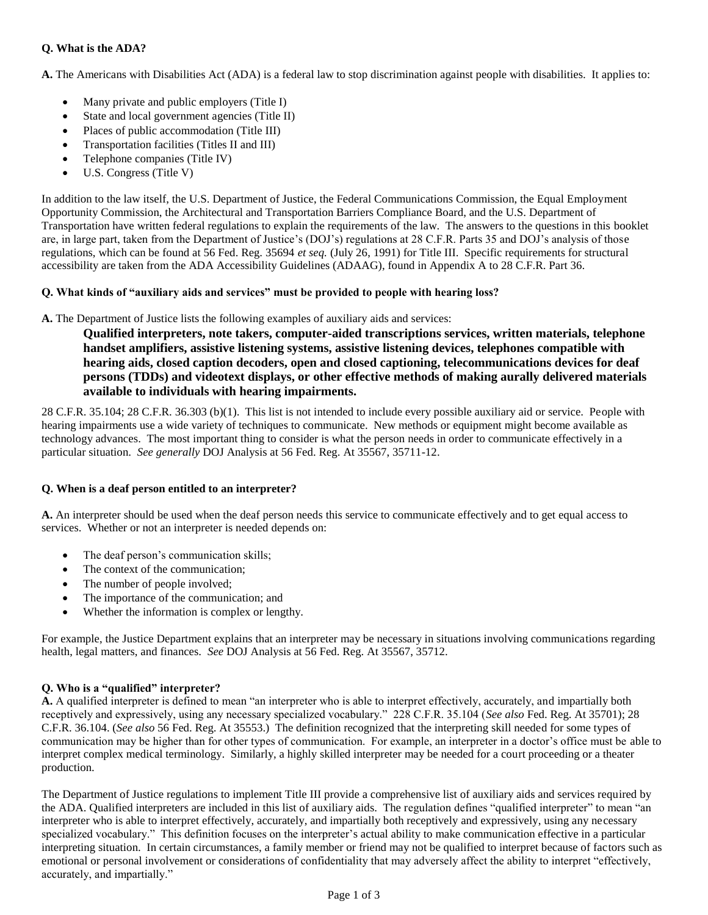**Q. What is the ADA?**

**A.** The Americans with Disabilities Act (ADA) is a federal law to stop discrimination against people with disabilities. It applies to:

- Many private and public employers (Title I)
- State and local government agencies (Title II)
- Places of public accommodation (Title III)
- Transportation facilities (Titles II and III)
- Telephone companies (Title IV)
- U.S. Congress (Title V)

In addition to the law itself, the U.S. Department of Justice, the Federal Communications Commission, the Equal Employment Opportunity Commission, the Architectural and Transportation Barriers Compliance Board, and the U.S. Department of Transportation have written federal regulations to explain the requirements of the law. The answers to the questions in this booklet are, in large part, taken from the Department of Justice's (DOJ's) regulations at 28 C.F.R. Parts 35 and DOJ's analysis of those regulations, which can be found at 56 Fed. Reg. 35694 *et seq.* (July 26, 1991) for Title III. Specific requirements for structural accessibility are taken from the ADA Accessibility Guidelines (ADAAG), found in Appendix A to 28 C.F.R. Part 36.

**Q. What kinds of "auxiliary aids and services" must be provided to people with hearing loss?**

**A.** The Department of Justice lists the following examples of auxiliary aids and services:

> **Qualified interpreters, note takers, computer-aided transcriptions services, written materials, telephone handset amplifiers, assistive listening systems, assistive listening devices, telephones compatible with hearing aids, closed caption decoders, open and closed captioning, telecommunications devices for deaf persons (TDDs) and videotext displays, or other effective methods of making aurally delivered materials available to individuals with hearing impairments.**

28 C.F.R. 35.104; 28 C.F.R. 36.303 (b)(1). This list is not intended to include every possible auxiliary aid or service. People with hearing impairments use a wide variety of techniques to communicate. New methods or equipment might become available as technology advances. The most important thing to consider is what the person needs in order to communicate effectively in a particular situation. *See generally* DOJ Analysis at 56 Fed. Reg. At 35567, 35711-12.

**Q. When is a deaf person entitled to an interpreter?**

**A.** An interpreter should be used when the deaf person needs this service to communicate effectively and to get equal access to services. Whether or not an interpreter is needed depends on:

- The deaf person's communication skills;
- The context of the communication;
- The number of people involved;
- The importance of the communication; and
- Whether the information is complex or lengthy.

For example, the Justice Department explains that an interpreter may be necessary in situations involving communications regarding health, legal matters, and finances. *See* DOJ Analysis at 56 Fed. Reg. At 35567, 35712.

**Q. Who is a "qualified" interpreter?**

**A.** A qualified interpreter is defined to mean "an interpreter who is able to interpret effectively, accurately, and impartially both receptively and expressively, using any necessary specialized vocabulary." 228 C.F.R. 35.104 (*See also* Fed. Reg. At 35701); 28 C.F.R. 36.104. (*See also* 56 Fed. Reg. At 35553.) The definition recognized that the interpreting skill needed for some types of communication may be higher than for other types of communication. For example, an interpreter in a doctor's office must be able to interpret complex medical terminology. Similarly, a highly skilled interpreter may be needed for a court proceeding or a theater production.

The Department of Justice regulations to implement Title III provide a comprehensive list of auxiliary aids and services required by the ADA. Qualified interpreters are included in this list of auxiliary aids. The regulation defines "qualified interpreter" to mean "an interpreter who is able to interpret effectively, accurately, and impartially both receptively and expressively, using any necessary specialized vocabulary." This definition focuses on the interpreter's actual ability to make communication effective in a particular interpreting situation. In certain circumstances, a family member or friend may not be qualified to interpret because of factors such as emotional or personal involvement or considerations of confidentiality that may adversely affect the ability to interpret "effectively, accurately, and impartially."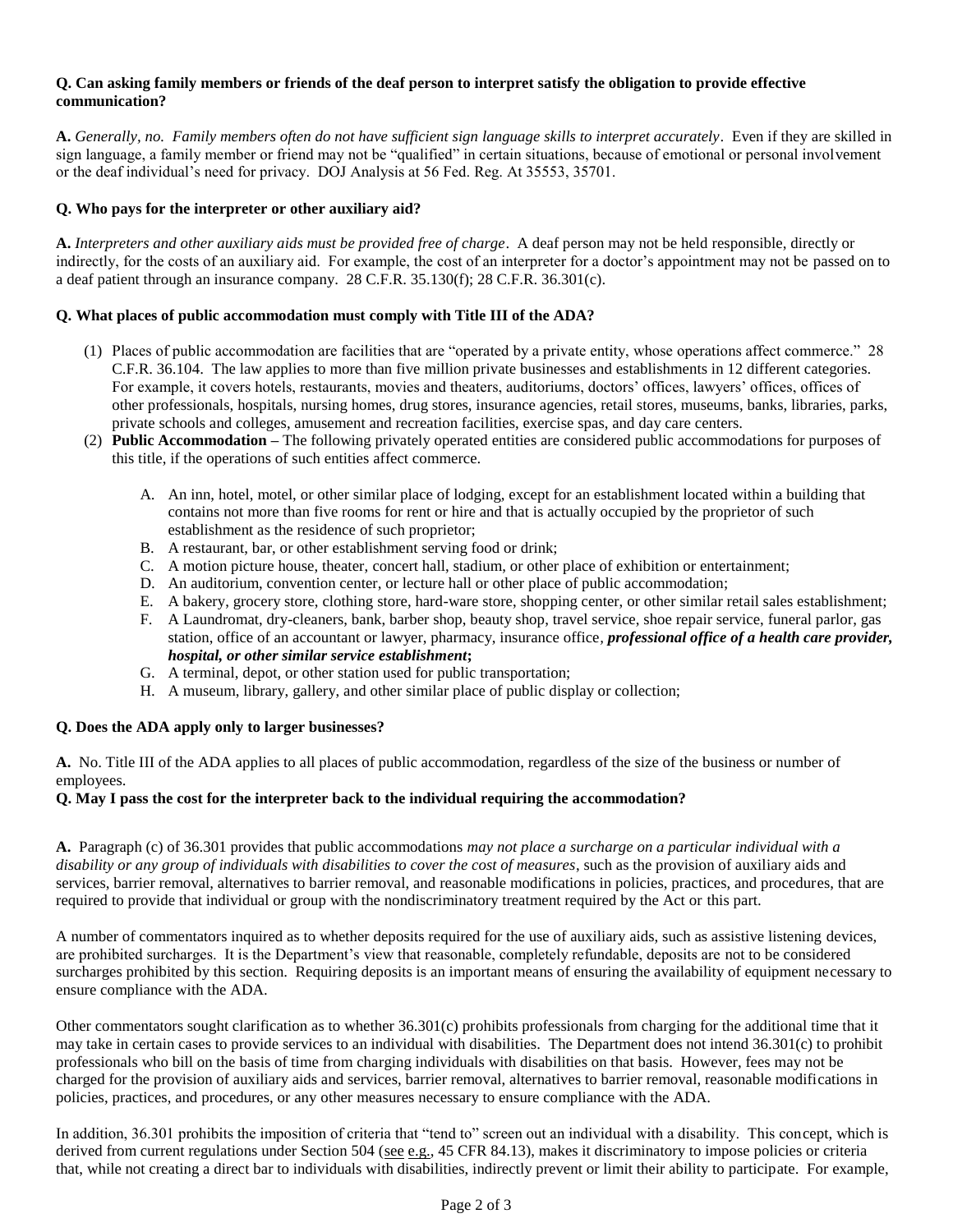**Q. Can asking family members or friends of the deaf person to interpret satisfy the obligation to provide effective communication?**

**A.** *Generally, no. Family members often do not have sufficient sign language skills to interpret accurately*. Even if they are skilled in sign language, a family member or friend may not be "qualified" in certain situations, because of emotional or personal involvement or the deaf individual's need for privacy. DOJ Analysis at 56 Fed. Reg. At 35553, 35701.

**Q. Who pays for the interpreter or other auxiliary aid?**

**A.** *Interpreters and other auxiliary aids must be provided free of charge*. A deaf person may not be held responsible, directly or indirectly, for the costs of an auxiliary aid. For example, the cost of an interpreter for a doctor's appointment may not be passed on to a deaf patient through an insurance company. 28 C.F.R. 35.130(f); 28 C.F.R. 36.301(c).

**Q. What places of public accommodation must comply with Title III of the ADA?**

(1) Places of public accommodation are facilities that are "operated by a private entity, whose operations affect commerce." 28 C.F.R. 36.104. The law applies to more than five million private businesses and establishments in 12 different categories. For example, it covers hotels, restaurants, movies and theaters, auditoriums, doctors' offices, lawyers' offices, offices of other professionals, hospitals, nursing homes, drug stores, insurance agencies, retail stores, museums, banks, libraries, parks, private schools and colleges, amusement and recreation facilities, exercise spas, and day care centers.

(2) **Public Accommodation –** The following privately operated entities are considered public accommodations for purposes of this title, if the operations of such entities affect commerce.

   A. An inn, hotel, motel, or other similar place of lodging, except for an establishment located within a building that contains not more than five rooms for rent or hire and that is actually occupied by the proprietor of such establishment as the residence of such proprietor;
   B. A restaurant, bar, or other establishment serving food or drink;
   C. A motion picture house, theater, concert hall, stadium, or other place of exhibition or entertainment;
   D. An auditorium, convention center, or lecture hall or other place of public accommodation;
   E. A bakery, grocery store, clothing store, hard-ware store, shopping center, or other similar retail sales establishment;
   F. A Laundromat, dry-cleaners, bank, barber shop, beauty shop, travel service, shoe repair service, funeral parlor, gas station, office of an accountant or lawyer, pharmacy, insurance office, ***professional office of a health care provider, hospital, or other similar service establishment*;**
   G. A terminal, depot, or other station used for public transportation;
   H. A museum, library, gallery, and other similar place of public display or collection;

**Q. Does the ADA apply only to larger businesses?**

**A.** No. Title III of the ADA applies to all places of public accommodation, regardless of the size of the business or number of employees.

**Q. May I pass the cost for the interpreter back to the individual requiring the accommodation?**

**A.** Paragraph (c) of 36.301 provides that public accommodations *may not place a surcharge on a particular individual with a disability or any group of individuals with disabilities to cover the cost of measures*, such as the provision of auxiliary aids and services, barrier removal, alternatives to barrier removal, and reasonable modifications in policies, practices, and procedures, that are required to provide that individual or group with the nondiscriminatory treatment required by the Act or this part.

A number of commentators inquired as to whether deposits required for the use of auxiliary aids, such as assistive listening devices, are prohibited surcharges. It is the Department's view that reasonable, completely refundable, deposits are not to be considered surcharges prohibited by this section. Requiring deposits is an important means of ensuring the availability of equipment necessary to ensure compliance with the ADA.

Other commentators sought clarification as to whether 36.301(c) prohibits professionals from charging for the additional time that it may take in certain cases to provide services to an individual with disabilities. The Department does not intend 36.301(c) to prohibit professionals who bill on the basis of time from charging individuals with disabilities on that basis. However, fees may not be charged for the provision of auxiliary aids and services, barrier removal, alternatives to barrier removal, reasonable modifications in policies, practices, and procedures, or any other measures necessary to ensure compliance with the ADA.

In addition, 36.301 prohibits the imposition of criteria that "tend to" screen out an individual with a disability. This concept, which is derived from current regulations under Section 504 (see e.g., 45 CFR 84.13), makes it discriminatory to impose policies or criteria that, while not creating a direct bar to individuals with disabilities, indirectly prevent or limit their ability to participate. For example,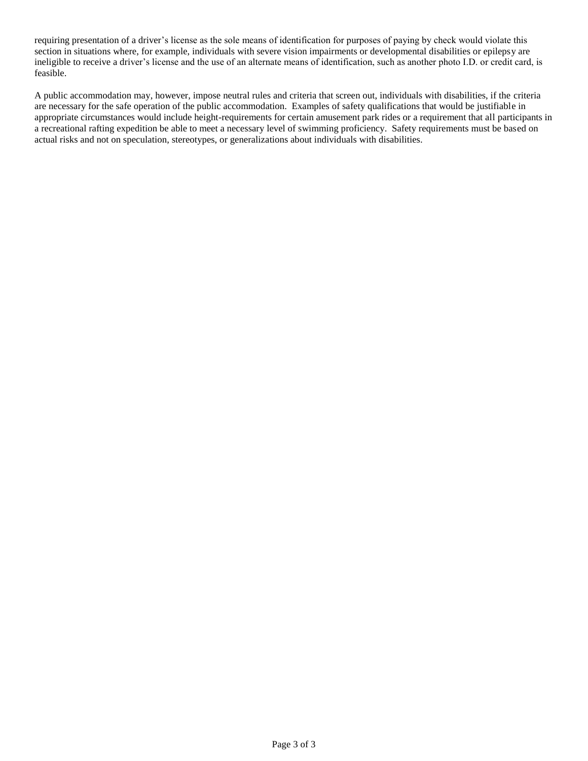requiring presentation of a driver's license as the sole means of identification for purposes of paying by check would violate this section in situations where, for example, individuals with severe vision impairments or developmental disabilities or epilepsy are ineligible to receive a driver's license and the use of an alternate means of identification, such as another photo I.D. or credit card, is feasible.

A public accommodation may, however, impose neutral rules and criteria that screen out, individuals with disabilities, if the criteria are necessary for the safe operation of the public accommodation. Examples of safety qualifications that would be justifiable in appropriate circumstances would include height-requirements for certain amusement park rides or a requirement that all participants in a recreational rafting expedition be able to meet a necessary level of swimming proficiency. Safety requirements must be based on actual risks and not on speculation, stereotypes, or generalizations about individuals with disabilities.